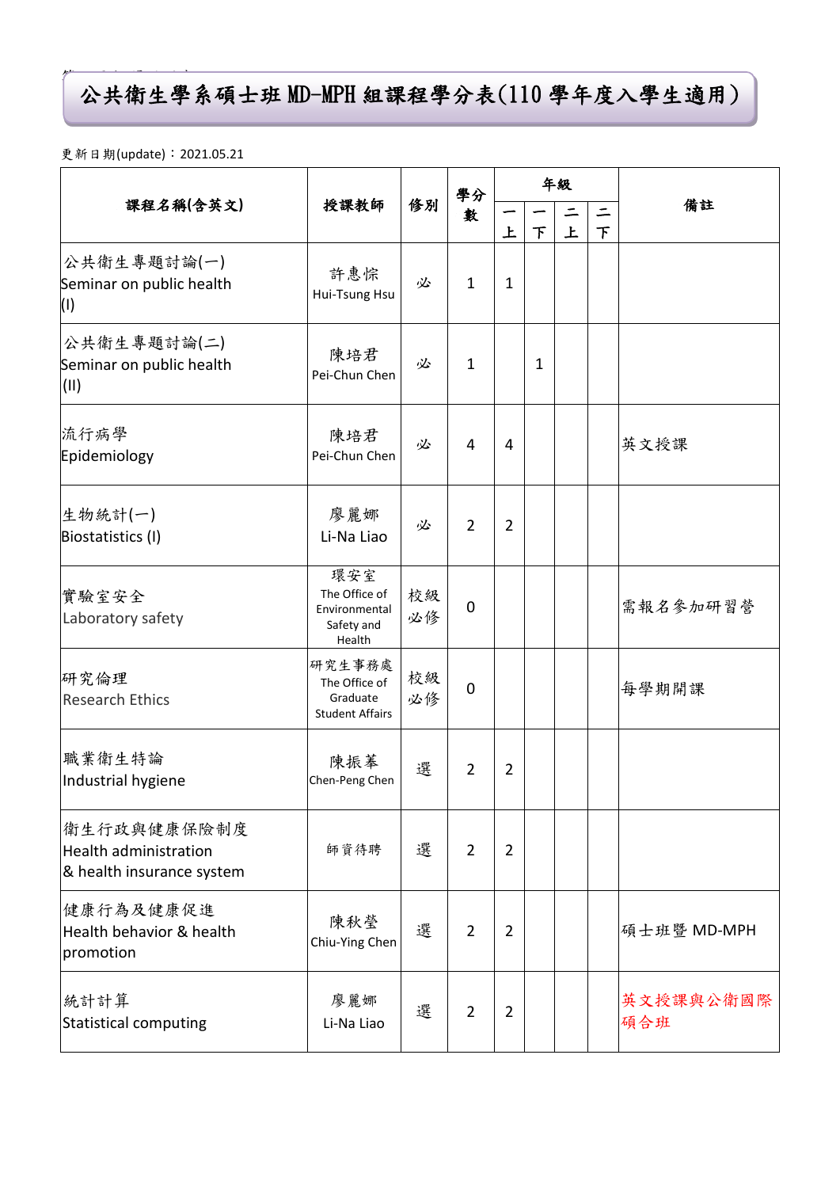# 公共衛生學系碩士班 MD-MPH 組課程學分表(110 學年度入學生適用)

更新日期(update)：2021.05.21

| 課程名稱(含英文) | 授課教師 | 修別 | 學分數 | 年級 | | | | 備註 |
|---|---|---|---|---|---|---|---|---|
| | | | | 一上 | 一下 | 二上 | 二下 | |
| 公共衛生專題討論(一) Seminar on public health (I) | 許惠悰 Hui-Tsung Hsu | 必 | 1 | 1 | | | | |
| 公共衛生專題討論(二) Seminar on public health (II) | 陳培君 Pei-Chun Chen | 必 | 1 | | 1 | | | |
| 流行病學 Epidemiology | 陳培君 Pei-Chun Chen | 必 | 4 | 4 | | | | 英文授課 |
| 生物統計(一) Biostatistics (I) | 廖麗娜 Li-Na Liao | 必 | 2 | 2 | | | | |
| 實驗室安全 Laboratory safety | 環安室 The Office of Environmental Safety and Health | 校級必修 | 0 | | | | | 需報名參加研習營 |
| 研究倫理 Research Ethics | 研究生事務處 The Office of Graduate Student Affairs | 校級必修 | 0 | | | | | 每學期開課 |
| 職業衛生特論 Industrial hygiene | 陳振菶 Chen-Peng Chen | 選 | 2 | 2 | | | | |
| 衛生行政與健康保險制度 Health administration & health insurance system | 師資待聘 | 選 | 2 | 2 | | | | |
| 健康行為及健康促進 Health behavior & health promotion | 陳秋瑩 Chiu-Ying Chen | 選 | 2 | 2 | | | | 碩士班暨 MD-MPH |
| 統計計算 Statistical computing | 廖麗娜 Li-Na Liao | 選 | 2 | 2 | | | | 英文授課與公衛國際碩合班 |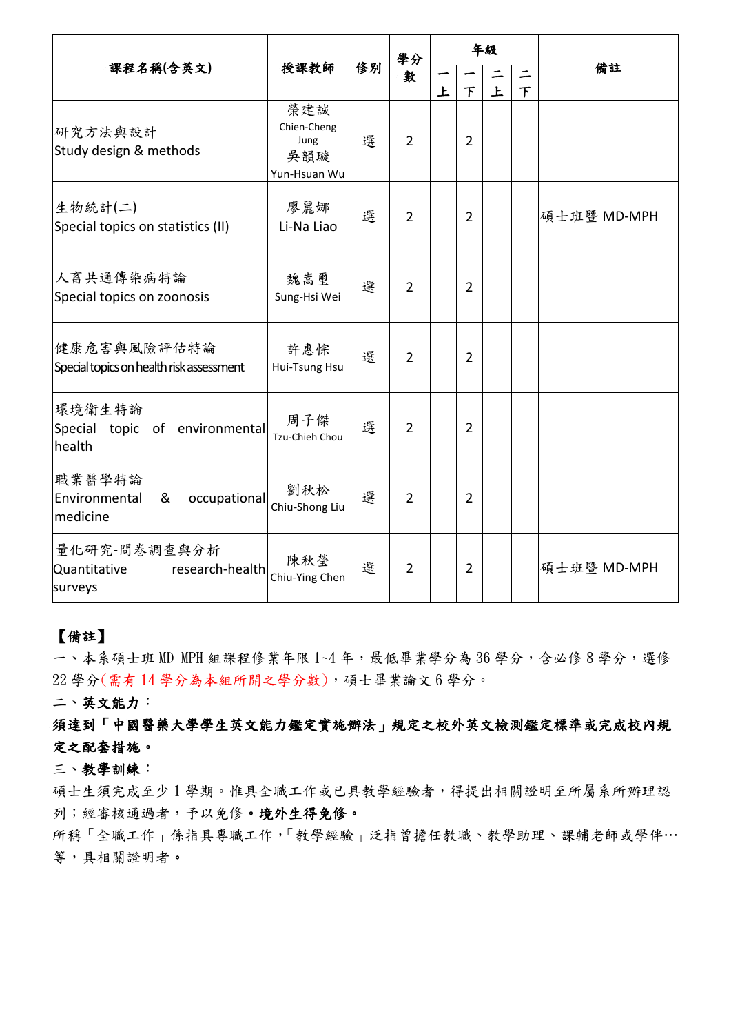| 課程名稱(含英文) | 授課教師 | 修別 | 學分數 | 年級 | | | | 備註 |
|---|---|---|---|---|---|---|---|---|
| | | | | 一上 | 一下 | 二上 | 二下 | |
| 研究方法與設計<br>Study design & methods | 榮建誠<br>Chien-Cheng Jung<br>吳韻璇<br>Yun-Hsuan Wu | 選 | 2 | | 2 | | | |
| 生物統計(二)<br>Special topics on statistics (II) | 廖麗娜<br>Li-Na Liao | 選 | 2 | | 2 | | | 碩士班暨 MD-MPH |
| 人畜共通傳染病特論<br>Special topics on zoonosis | 魏嵩璽<br>Sung-Hsi Wei | 選 | 2 | | 2 | | | |
| 健康危害與風險評估特論<br>Special topics on health risk assessment | 許惠悰<br>Hui-Tsung Hsu | 選 | 2 | | 2 | | | |
| 環境衛生特論<br>Special topic of environmental health | 周子傑<br>Tzu-Chieh Chou | 選 | 2 | | 2 | | | |
| 職業醫學特論<br>Environmental & occupational medicine | 劉秋松<br>Chiu-Shong Liu | 選 | 2 | | 2 | | | |
| 量化研究-問卷調查與分析<br>Quantitative research-health surveys | 陳秋瑩<br>Chiu-Ying Chen | 選 | 2 | | 2 | | | 碩士班暨 MD-MPH |

**【備註】**

一、本系碩士班 MD-MPH 組課程修業年限 1~4 年，最低畢業學分為 36 學分，含必修 8 學分，選修 22 學分(需有 14 學分為本組所開之學分數)，碩士畢業論文 6 學分。

**二、英文能力：**

**須達到「中國醫藥大學學生英文能力鑑定實施辦法」規定之校外英文檢測鑑定標準或完成校內規定之配套措施。**

**三、教學訓練：**

碩士生須完成至少 1 學期。惟具全職工作或已具教學經驗者，得提出相關證明至所屬系所辦理認列；經審核通過者，予以免修。**境外生得免修。**

所稱「全職工作」係指具專職工作，「教學經驗」泛指曾擔任教職、教學助理、課輔老師或學伴…等，具相關證明者。